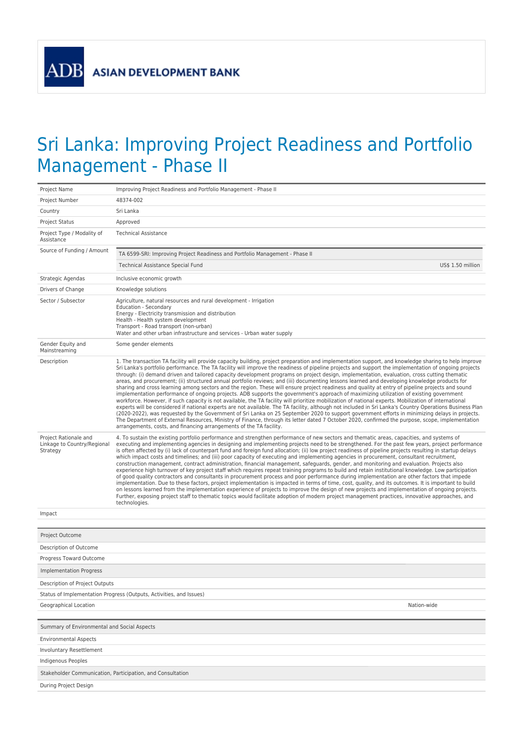ADB ASIAN DEVELOPMENT BANK

# Sri Lanka: Improving Project Readiness and Portfolio Management - Phase II

| | |
|---|---|
| Project Name | Improving Project Readiness and Portfolio Management - Phase II |
| Project Number | 48374-002 |
| Country | Sri Lanka |
| Project Status | Approved |
| Project Type / Modality of Assistance | Technical Assistance |
| Source of Funding / Amount | TA 6599-SRI: Improving Project Readiness and Portfolio Management - Phase II<br>Technical Assistance Special Fund US$ 1.50 million |
| Strategic Agendas | Inclusive economic growth |
| Drivers of Change | Knowledge solutions |
| Sector / Subsector | Agriculture, natural resources and rural development - Irrigation<br>Education - Secondary<br>Energy - Electricity transmission and distribution<br>Health - Health system development<br>Transport - Road transport (non-urban)<br>Water and other urban infrastructure and services - Urban water supply |
| Gender Equity and Mainstreaming | Some gender elements |
| Description | 1. The transaction TA facility will provide capacity building, project preparation and implementation support, and knowledge sharing to help improve Sri Lanka's portfolio performance. The TA facility will improve the readiness of pipeline projects and support the implementation of ongoing projects through: (i) demand driven and tailored capacity development programs on project design, implementation, evaluation, cross cutting thematic areas, and procurement; (ii) structured annual portfolio reviews; and (iii) documenting lessons learned and developing knowledge products for sharing and cross learning among sectors and the region. These will ensure project readiness and quality at entry of pipeline projects and sound implementation performance of ongoing projects. ADB supports the government's approach of maximizing utilization of existing government workforce. However, if such capacity is not available, the TA facility will prioritize mobilization of national experts. Mobilization of international experts will be considered if national experts are not available. The TA facility, although not included in Sri Lanka's Country Operations Business Plan (2020-2022), was requested by the Government of Sri Lanka on 25 September 2020 to support government efforts in minimizing delays in projects. The Department of External Resources, Ministry of Finance, through its letter dated 7 October 2020, confirmed the purpose, scope, implementation arrangements, costs, and financing arrangements of the TA facility. |
| Project Rationale and Linkage to Country/Regional Strategy | 4. To sustain the existing portfolio performance and strengthen performance of new sectors and thematic areas, capacities, and systems of executing and implementing agencies in designing and implementing projects need to be strengthened. For the past few years, project performance is often affected by (i) lack of counterpart fund and foreign fund allocation; (ii) low project readiness of pipeline projects resulting in startup delays which impact costs and timelines; and (iii) poor capacity of executing and implementing agencies in procurement, consultant recruitment, construction management, contract administration, financial management, safeguards, gender, and monitoring and evaluation. Projects also experience high turnover of key project staff which requires repeat training programs to build and retain institutional knowledge. Low participation of good quality contractors and consultants in procurement process and poor performance during implementation are other factors that impede implementation. Due to these factors, project implementation is impacted in terms of time, cost, quality, and its outcomes. It is important to build on lessons learned from the implementation experience of projects to improve the design of new projects and implementation of ongoing projects. Further, exposing project staff to thematic topics would facilitate adoption of modern project management practices, innovative approaches, and technologies. |
| Impact | |

| Project Outcome | |
|---|---|
| Description of Outcome | |
| Progress Toward Outcome | |
| **Implementation Progress** | |
| Description of Project Outputs | |
| Status of Implementation Progress (Outputs, Activities, and Issues) | |
| Geographical Location | Nation-wide |

| Summary of Environmental and Social Aspects |
|---|
| Environmental Aspects |
| Involuntary Resettlement |
| Indigenous Peoples |
| **Stakeholder Communication, Participation, and Consultation** |
| During Project Design |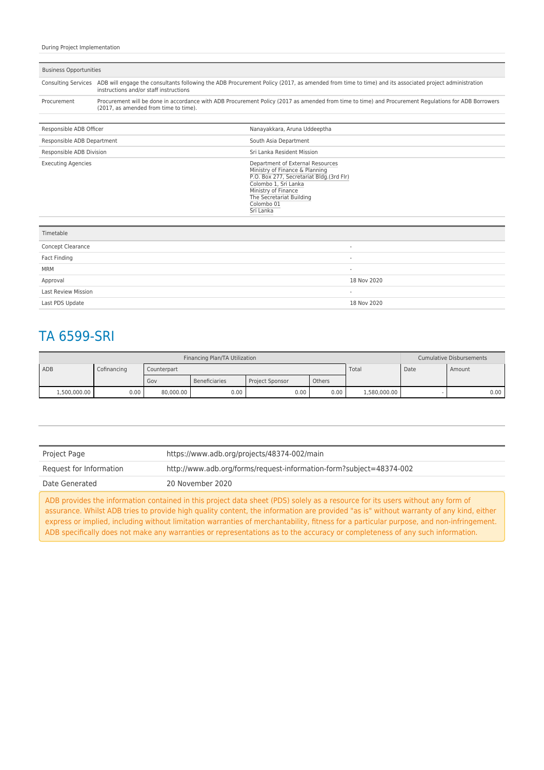During Project Implementation

| Business Opportunities | |
|---|---|
| Consulting Services | ADB will engage the consultants following the ADB Procurement Policy (2017, as amended from time to time) and its associated project administration instructions and/or staff instructions |
| Procurement | Procurement will be done in accordance with ADB Procurement Policy (2017 as amended from time to time) and Procurement Regulations for ADB Borrowers (2017, as amended from time to time). |

| | |
|---|---|
| Responsible ADB Officer | Nanayakkara, Aruna Uddeeptha |
| Responsible ADB Department | South Asia Department |
| Responsible ADB Division | Sri Lanka Resident Mission |
| Executing Agencies | Department of External Resources<br>Ministry of Finance & Planning<br>P.O. Box 277, Secretariat Bldg.(3rd Flr)<br>Colombo 1, Sri Lanka<br>Ministry of Finance<br>The Secretariat Building<br>Colombo 01<br>Sri Lanka |

| Timetable | |
|---|---|
| Concept Clearance | - |
| Fact Finding | - |
| MRM | - |
| Approval | 18 Nov 2020 |
| Last Review Mission | - |
| Last PDS Update | 18 Nov 2020 |

## TA 6599-SRI

| Financing Plan/TA Utilization | | | | | | | Cumulative Disbursements | |
|---|---|---|---|---|---|---|---|---|
| ADB | Cofinancing | Counterpart | | | | Total | Date | Amount |
| | | Gov | Beneficiaries | Project Sponsor | Others | | | |
| 1,500,000.00 | 0.00 | 80,000.00 | 0.00 | 0.00 | 0.00 | 1,580,000.00 | - | 0.00 |

| | |
|---|---|
| Project Page | https://www.adb.org/projects/48374-002/main |
| Request for Information | http://www.adb.org/forms/request-information-form?subject=48374-002 |
| Date Generated | 20 November 2020 |

ADB provides the information contained in this project data sheet (PDS) solely as a resource for its users without any form of assurance. Whilst ADB tries to provide high quality content, the information are provided "as is" without warranty of any kind, either express or implied, including without limitation warranties of merchantability, fitness for a particular purpose, and non-infringement. ADB specifically does not make any warranties or representations as to the accuracy or completeness of any such information.